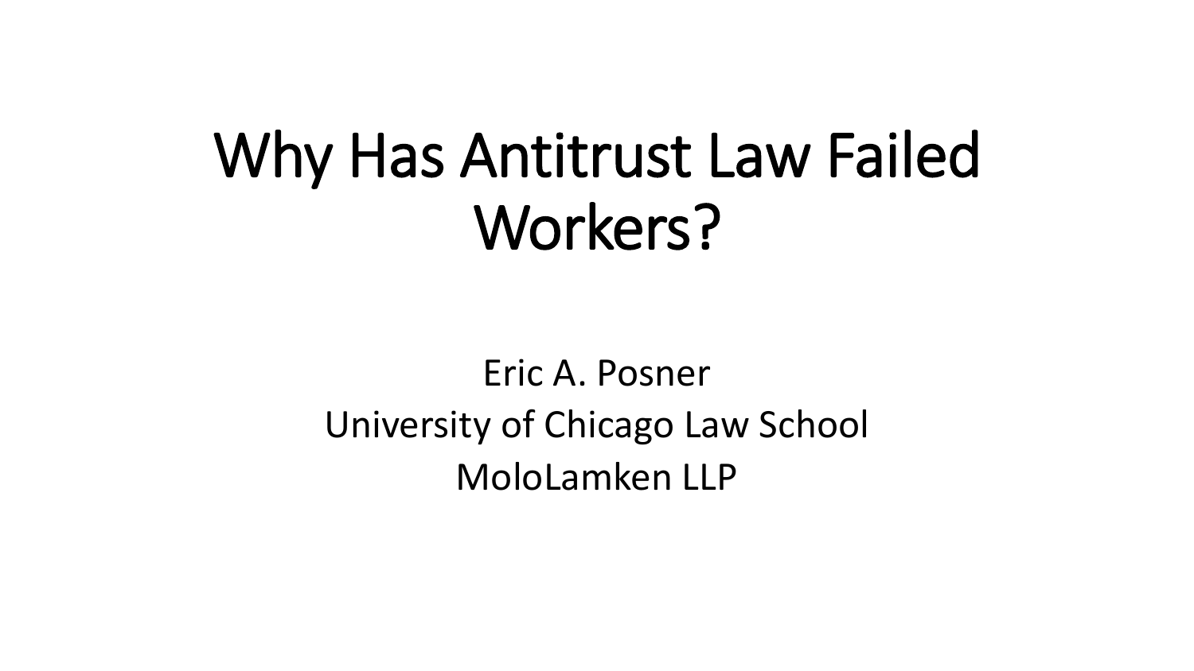# Why Has Antitrust Law Failed Workers?

Eric A. Posner
University of Chicago Law School
MoloLamken LLP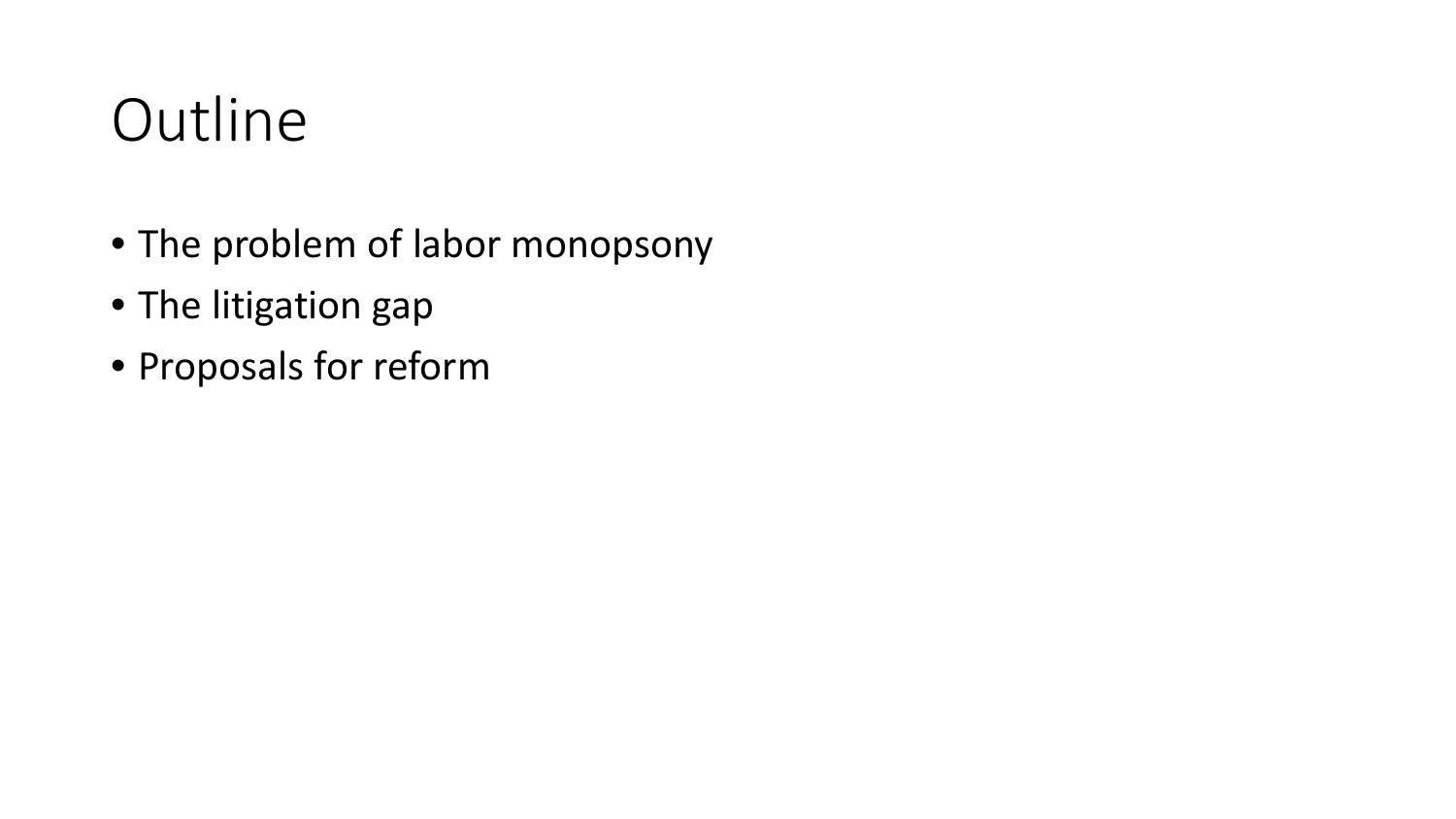# Outline

- The problem of labor monopsony
- The litigation gap
- Proposals for reform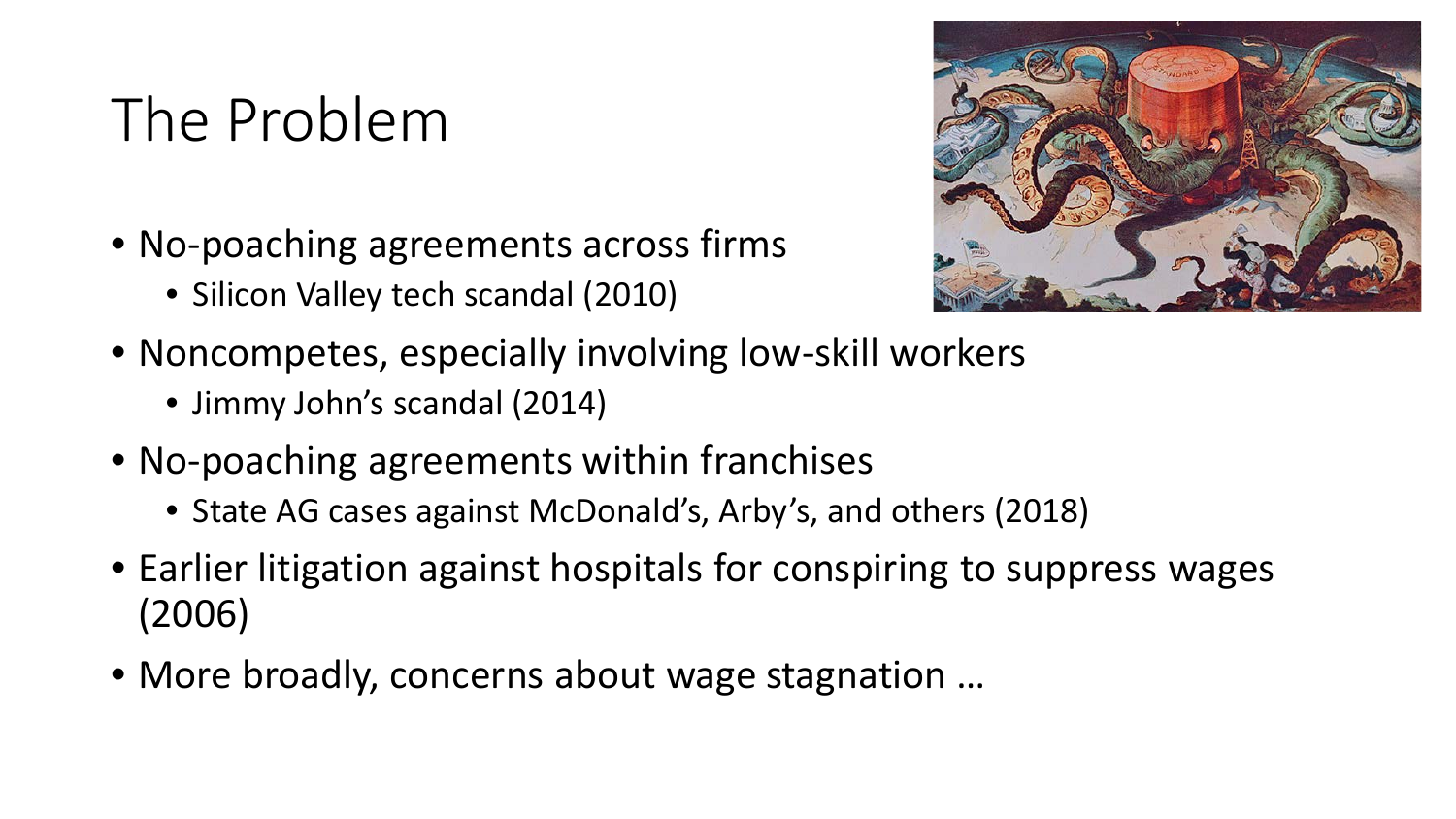# The Problem

- No-poaching agreements across firms
  - Silicon Valley tech scandal (2010)
- Noncompetes, especially involving low-skill workers
  - Jimmy John's scandal (2014)
- No-poaching agreements within franchises
  - State AG cases against McDonald's, Arby's, and others (2018)
- Earlier litigation against hospitals for conspiring to suppress wages (2006)
- More broadly, concerns about wage stagnation …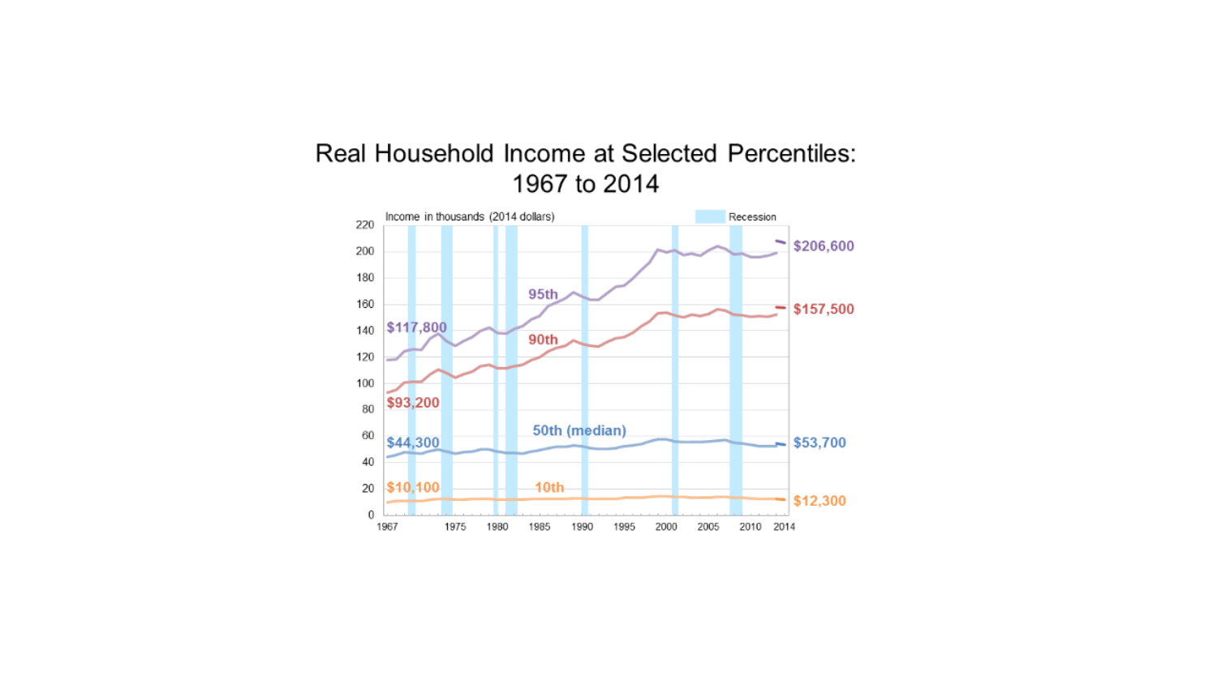# Real Household Income at Selected Percentiles: 1967 to 2014

Income in thousands (2014 dollars)

Recession

| Percentile | 1967 | 2014 |
| --- | --- | --- |
| 95th | $117,800 | $206,600 |
| 90th | $93,200 | $157,500 |
| 50th (median) | $44,300 | $53,700 |
| 10th | $10,100 | $12,300 |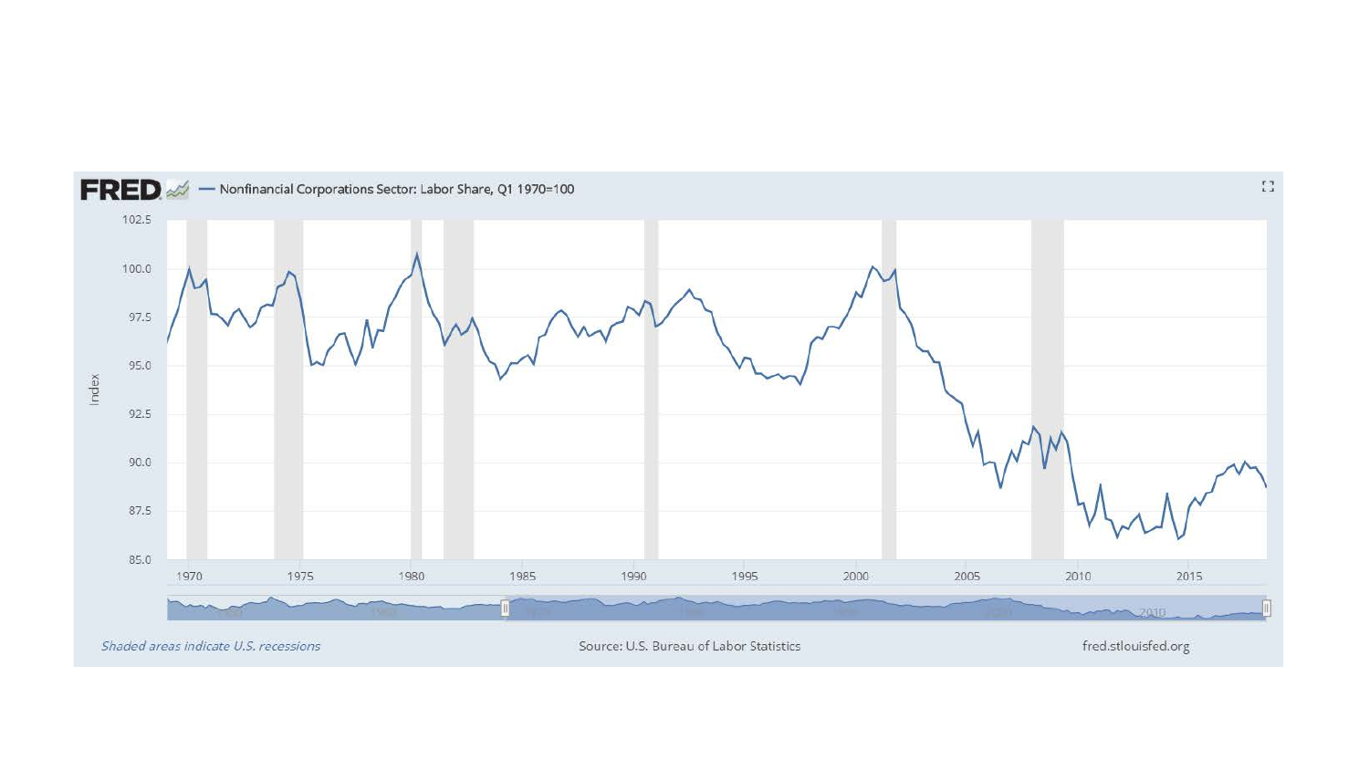**FRED** — Nonfinancial Corporations Sector: Labor Share, Q1 1970=100

*Shaded areas indicate U.S. recessions*

Source: U.S. Bureau of Labor Statistics

fred.stlouisfed.org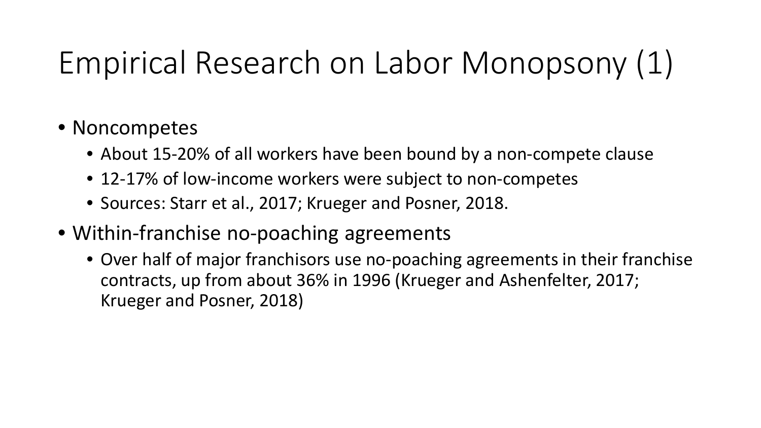# Empirical Research on Labor Monopsony (1)

- Noncompetes
  - About 15-20% of all workers have been bound by a non-compete clause
  - 12-17% of low-income workers were subject to non-competes
  - Sources: Starr et al., 2017; Krueger and Posner, 2018.
- Within-franchise no-poaching agreements
  - Over half of major franchisors use no-poaching agreements in their franchise contracts, up from about 36% in 1996 (Krueger and Ashenfelter, 2017; Krueger and Posner, 2018)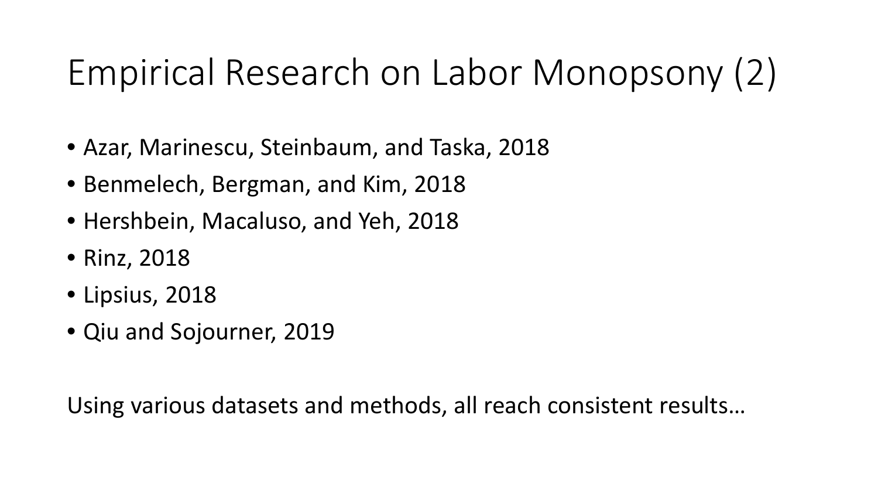# Empirical Research on Labor Monopsony (2)

- Azar, Marinescu, Steinbaum, and Taska, 2018
- Benmelech, Bergman, and Kim, 2018
- Hershbein, Macaluso, and Yeh, 2018
- Rinz, 2018
- Lipsius, 2018
- Qiu and Sojourner, 2019

Using various datasets and methods, all reach consistent results…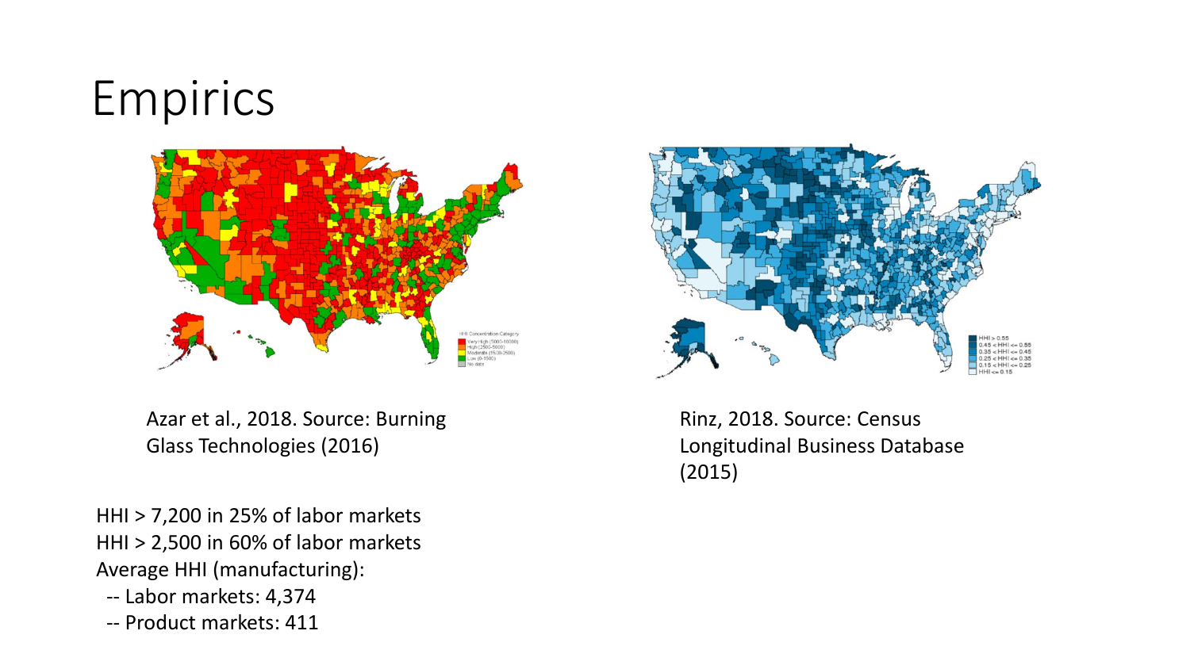# Empirics

Azar et al., 2018. Source: Burning Glass Technologies (2016)

Rinz, 2018. Source: Census Longitudinal Business Database (2015)

HHI > 7,200 in 25% of labor markets
HHI > 2,500 in 60% of labor markets
Average HHI (manufacturing):
-- Labor markets: 4,374
-- Product markets: 411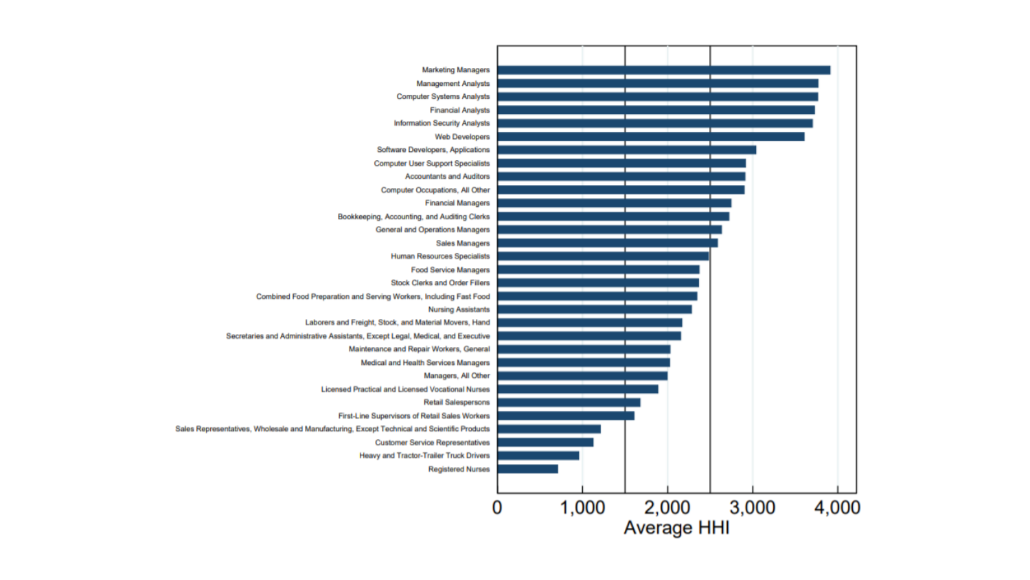Marketing Managers
Management Analysts
Computer Systems Analysts
Financial Analysts
Information Security Analysts
Web Developers
Software Developers, Applications
Computer User Support Specialists
Accountants and Auditors
Computer Occupations, All Other
Financial Managers
Bookkeeping, Accounting, and Auditing Clerks
General and Operations Managers
Sales Managers
Human Resources Specialists
Food Service Managers
Stock Clerks and Order Fillers
Combined Food Preparation and Serving Workers, Including Fast Food
Nursing Assistants
Laborers and Freight, Stock, and Material Movers, Hand
Secretaries and Administrative Assistants, Except Legal, Medical, and Executive
Maintenance and Repair Workers, General
Medical and Health Services Managers
Managers, All Other
Licensed Practical and Licensed Vocational Nurses
Retail Salespersons
First-Line Supervisors of Retail Sales Workers
Sales Representatives, Wholesale and Manufacturing, Except Technical and Scientific Products
Customer Service Representatives
Heavy and Tractor-Trailer Truck Drivers
Registered Nurses

0 1,000 2,000 3,000 4,000

Average HHI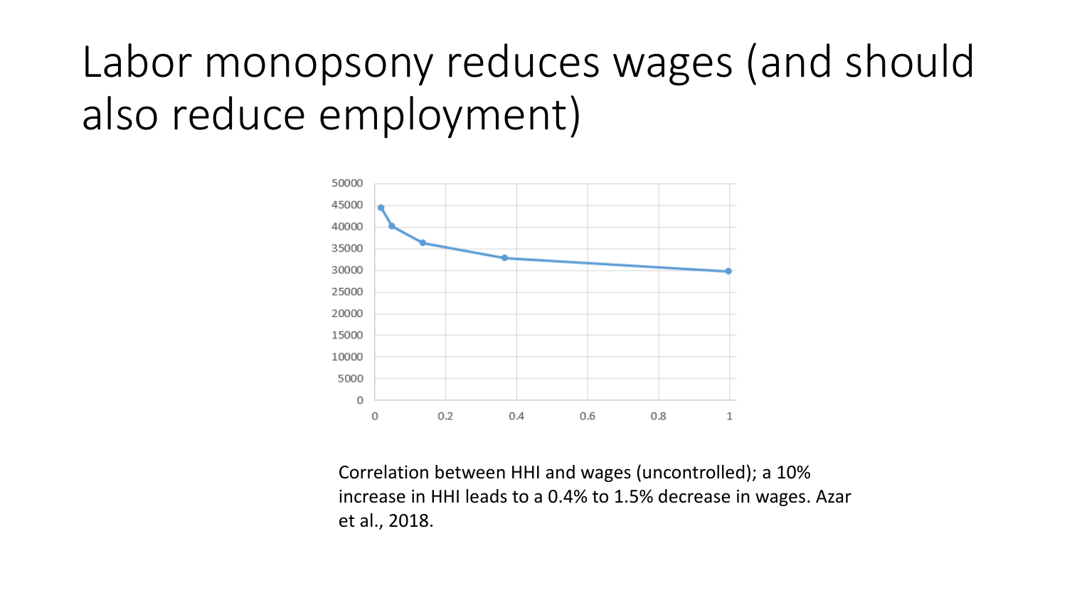# Labor monopsony reduces wages (and should also reduce employment)

Correlation between HHI and wages (uncontrolled); a 10% increase in HHI leads to a 0.4% to 1.5% decrease in wages. Azar et al., 2018.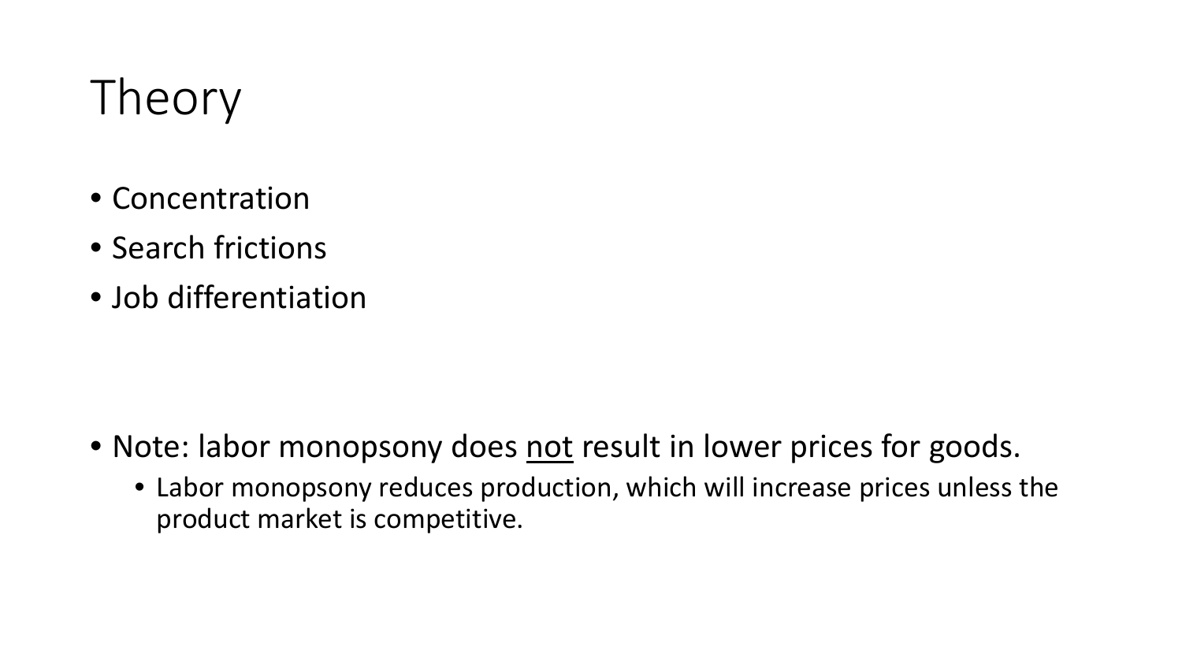# Theory

- Concentration
- Search frictions
- Job differentiation

- Note: labor monopsony does <u>not</u> result in lower prices for goods.
  - Labor monopsony reduces production, which will increase prices unless the product market is competitive.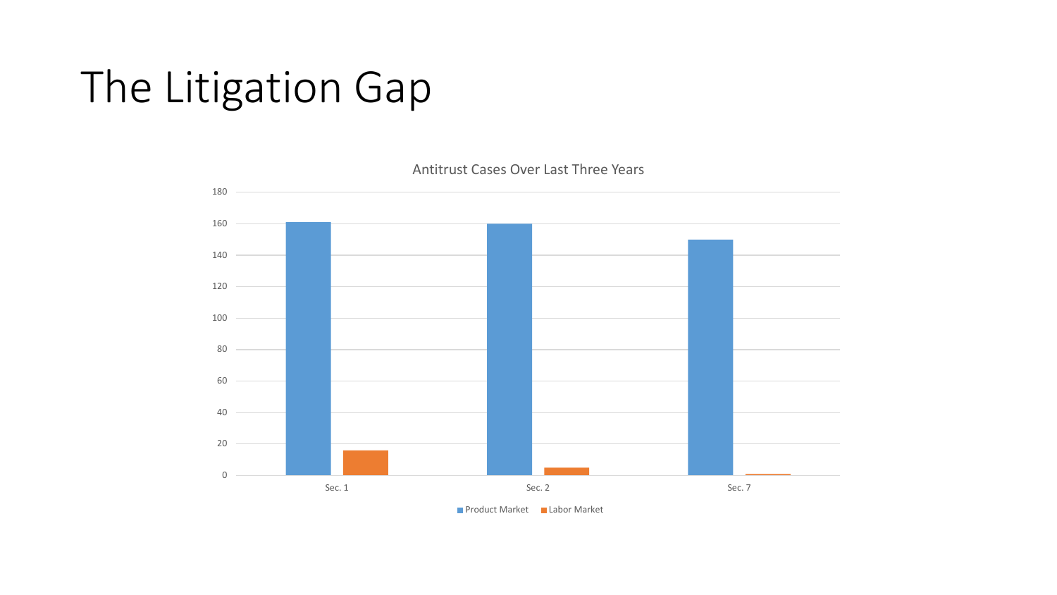# The Litigation Gap

Antitrust Cases Over Last Three Years

| | Product Market | Labor Market |
|---|---|---|
| Sec. 1 | 161 | 16 |
| Sec. 2 | 160 | 5 |
| Sec. 7 | 150 | 1 |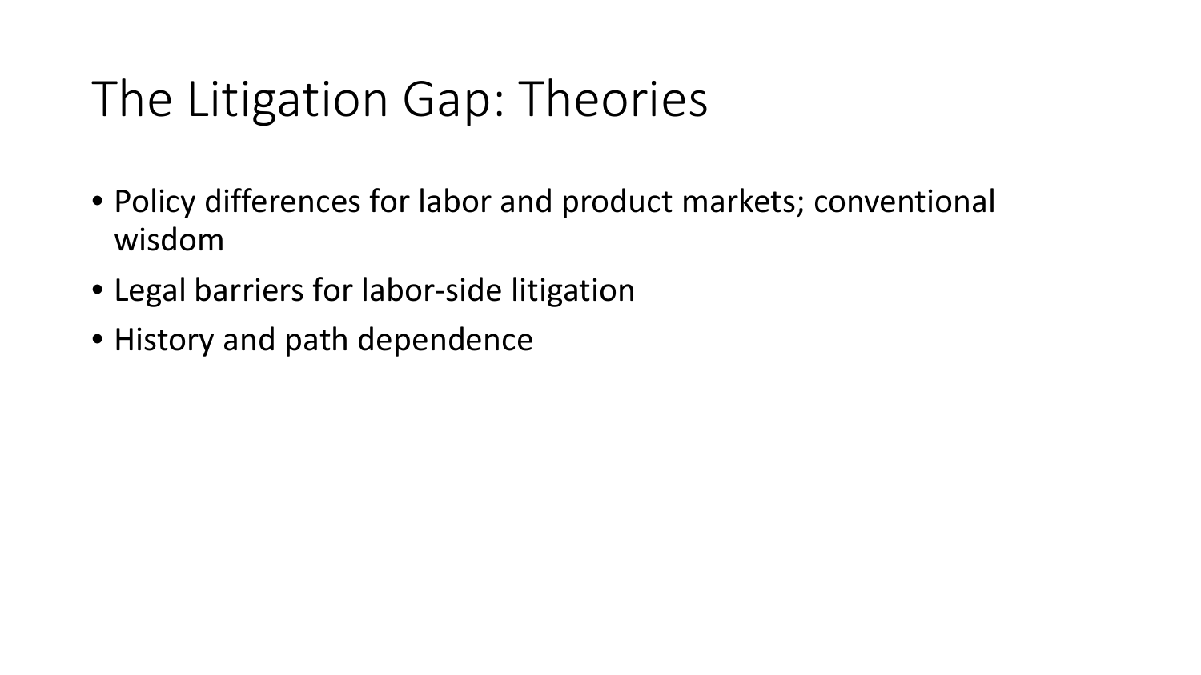# The Litigation Gap: Theories

- Policy differences for labor and product markets; conventional wisdom
- Legal barriers for labor-side litigation
- History and path dependence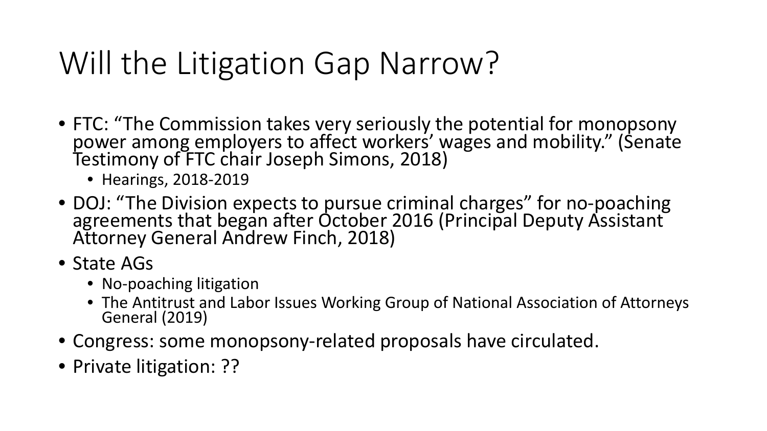# Will the Litigation Gap Narrow?

- FTC: "The Commission takes very seriously the potential for monopsony power among employers to affect workers' wages and mobility." (Senate Testimony of FTC chair Joseph Simons, 2018)
  - Hearings, 2018-2019
- DOJ: "The Division expects to pursue criminal charges" for no-poaching agreements that began after October 2016 (Principal Deputy Assistant Attorney General Andrew Finch, 2018)
- State AGs
  - No-poaching litigation
  - The Antitrust and Labor Issues Working Group of National Association of Attorneys General (2019)
- Congress: some monopsony-related proposals have circulated.
- Private litigation: ??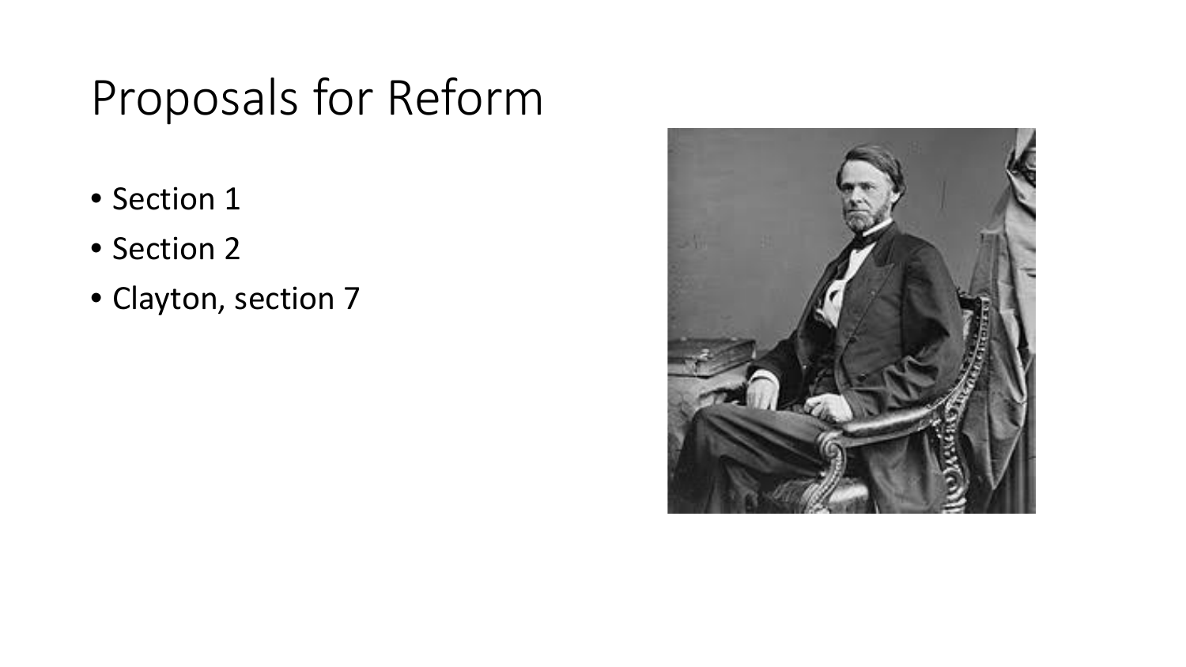# Proposals for Reform

- Section 1
- Section 2
- Clayton, section 7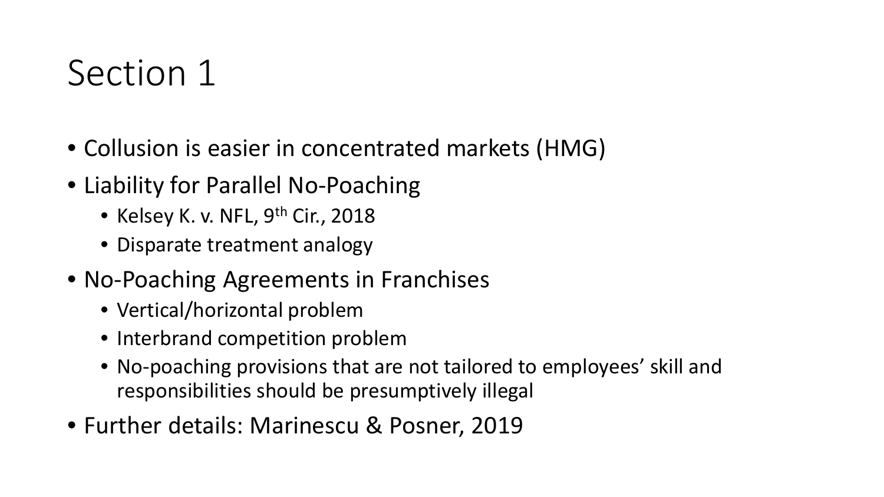# Section 1

- Collusion is easier in concentrated markets (HMG)
- Liability for Parallel No-Poaching
  - Kelsey K. v. NFL, 9th Cir., 2018
  - Disparate treatment analogy
- No-Poaching Agreements in Franchises
  - Vertical/horizontal problem
  - Interbrand competition problem
  - No-poaching provisions that are not tailored to employees' skill and responsibilities should be presumptively illegal
- Further details: Marinescu & Posner, 2019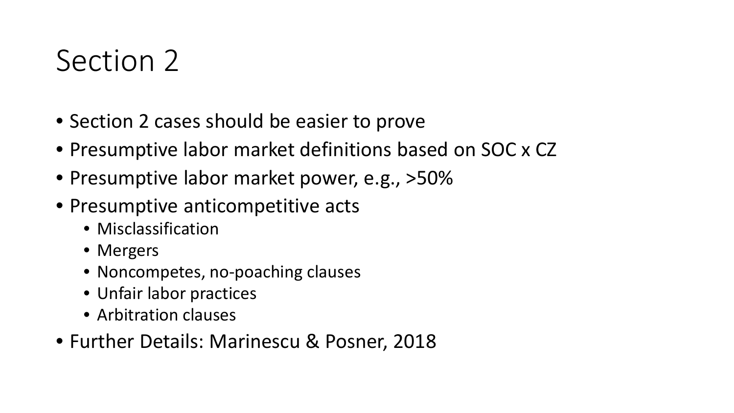# Section 2

- Section 2 cases should be easier to prove
- Presumptive labor market definitions based on SOC x CZ
- Presumptive labor market power, e.g., >50%
- Presumptive anticompetitive acts
  - Misclassification
  - Mergers
  - Noncompetes, no-poaching clauses
  - Unfair labor practices
  - Arbitration clauses
- Further Details: Marinescu & Posner, 2018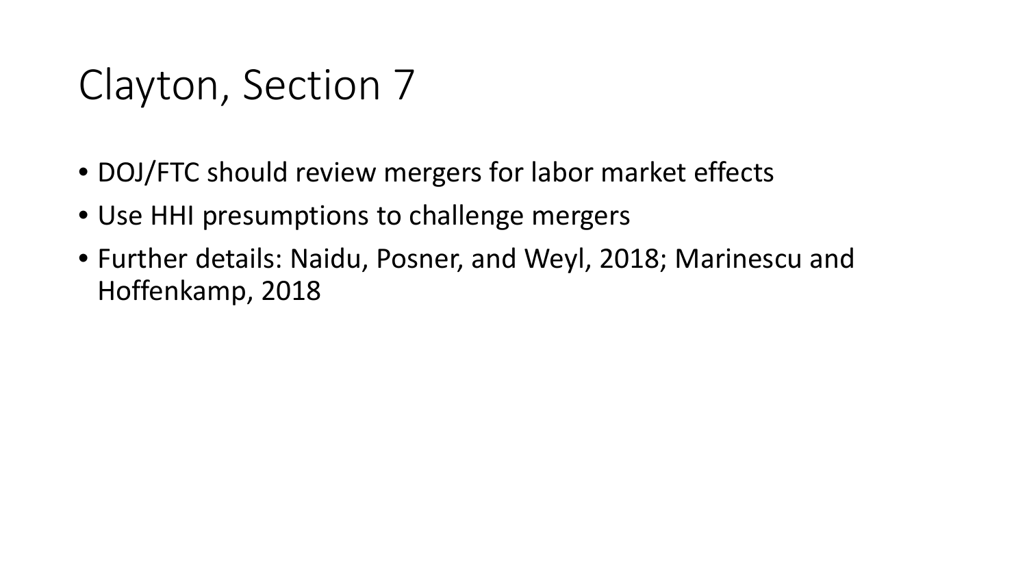# Clayton, Section 7

- DOJ/FTC should review mergers for labor market effects
- Use HHI presumptions to challenge mergers
- Further details: Naidu, Posner, and Weyl, 2018; Marinescu and Hoffenkamp, 2018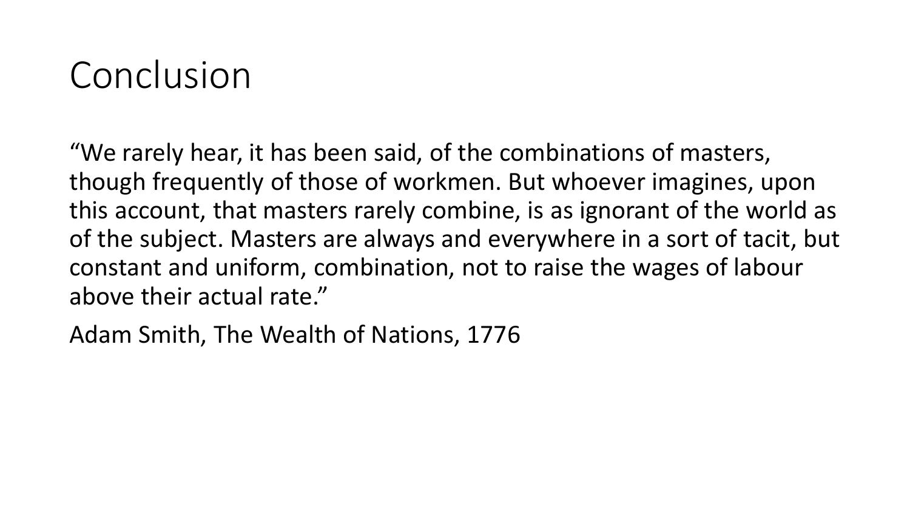# Conclusion

"We rarely hear, it has been said, of the combinations of masters, though frequently of those of workmen. But whoever imagines, upon this account, that masters rarely combine, is as ignorant of the world as of the subject. Masters are always and everywhere in a sort of tacit, but constant and uniform, combination, not to raise the wages of labour above their actual rate."

Adam Smith, The Wealth of Nations, 1776